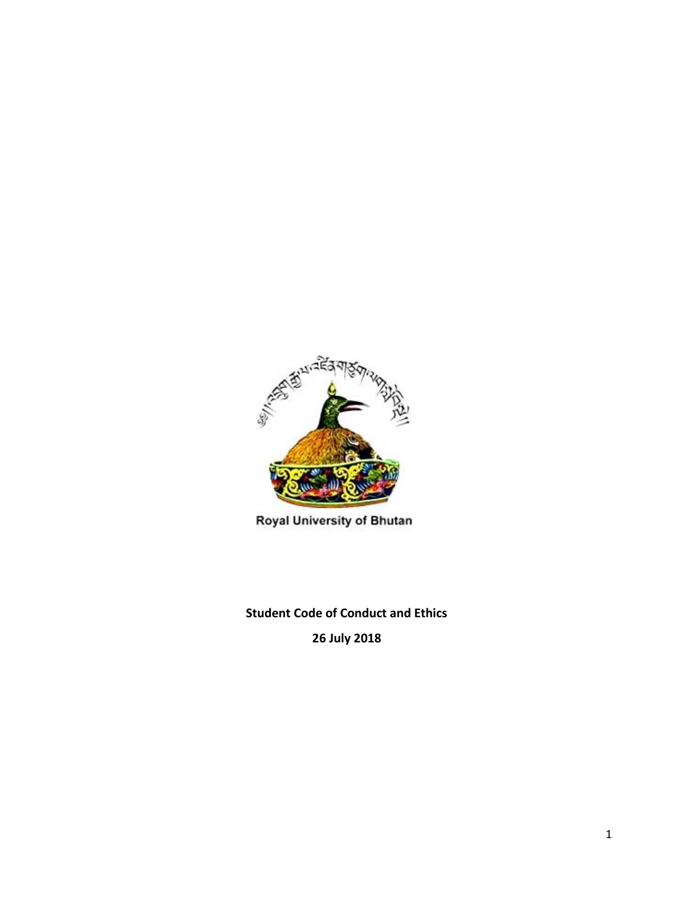Royal University of Bhutan

**Student Code of Conduct and Ethics**

**26 July 2018**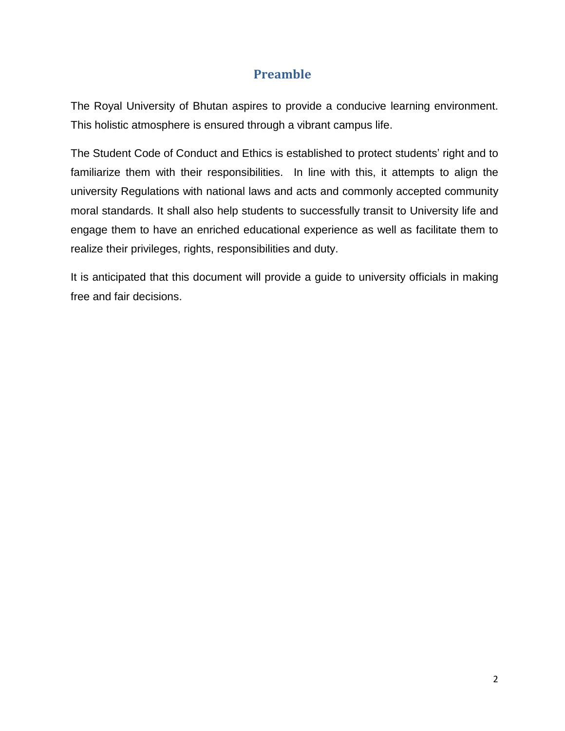# Preamble

The Royal University of Bhutan aspires to provide a conducive learning environment. This holistic atmosphere is ensured through a vibrant campus life.

The Student Code of Conduct and Ethics is established to protect students' right and to familiarize them with their responsibilities. In line with this, it attempts to align the university Regulations with national laws and acts and commonly accepted community moral standards. It shall also help students to successfully transit to University life and engage them to have an enriched educational experience as well as facilitate them to realize their privileges, rights, responsibilities and duty.

It is anticipated that this document will provide a guide to university officials in making free and fair decisions.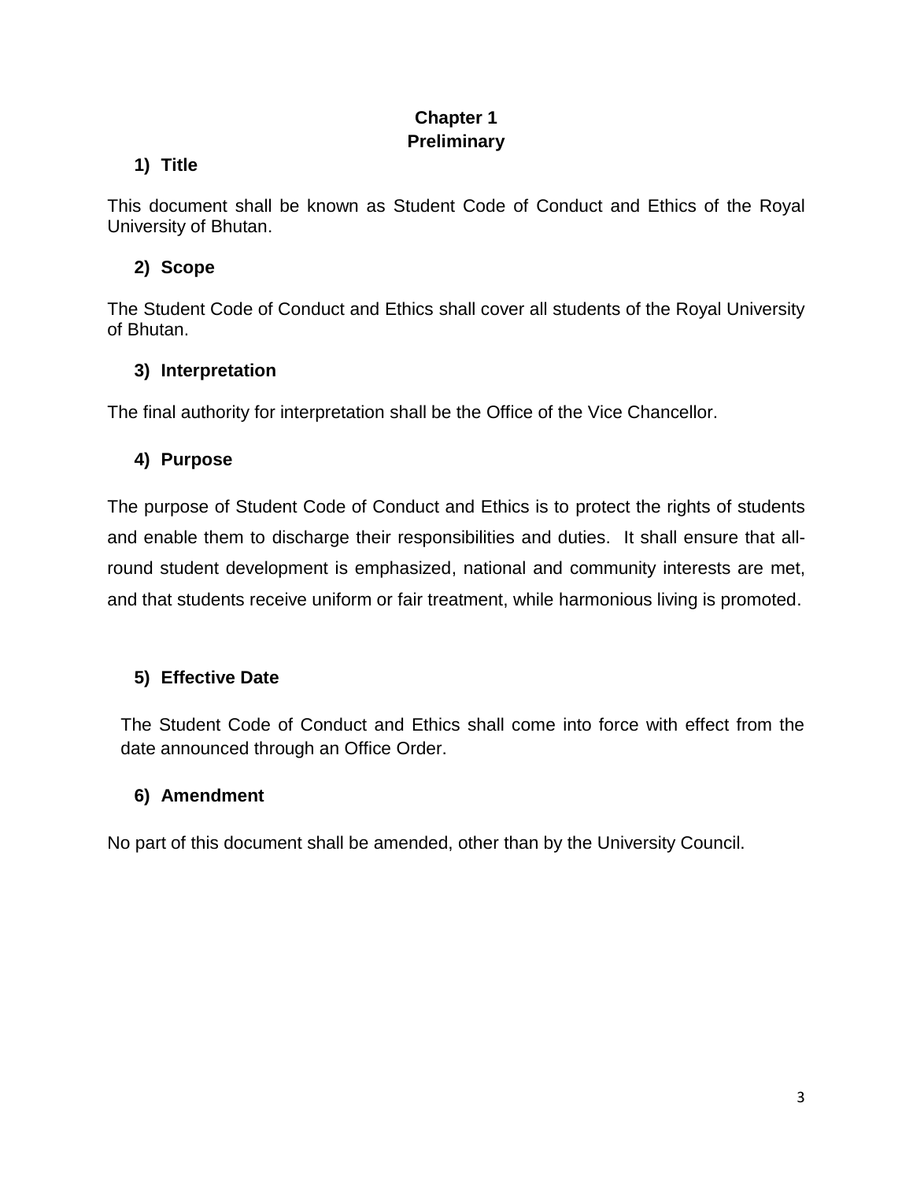# Chapter 1
# Preliminary

### 1) Title

This document shall be known as Student Code of Conduct and Ethics of the Royal University of Bhutan.

### 2) Scope

The Student Code of Conduct and Ethics shall cover all students of the Royal University of Bhutan.

### 3) Interpretation

The final authority for interpretation shall be the Office of the Vice Chancellor.

### 4) Purpose

The purpose of Student Code of Conduct and Ethics is to protect the rights of students and enable them to discharge their responsibilities and duties. It shall ensure that all-round student development is emphasized, national and community interests are met, and that students receive uniform or fair treatment, while harmonious living is promoted.

### 5) Effective Date

The Student Code of Conduct and Ethics shall come into force with effect from the date announced through an Office Order.

### 6) Amendment

No part of this document shall be amended, other than by the University Council.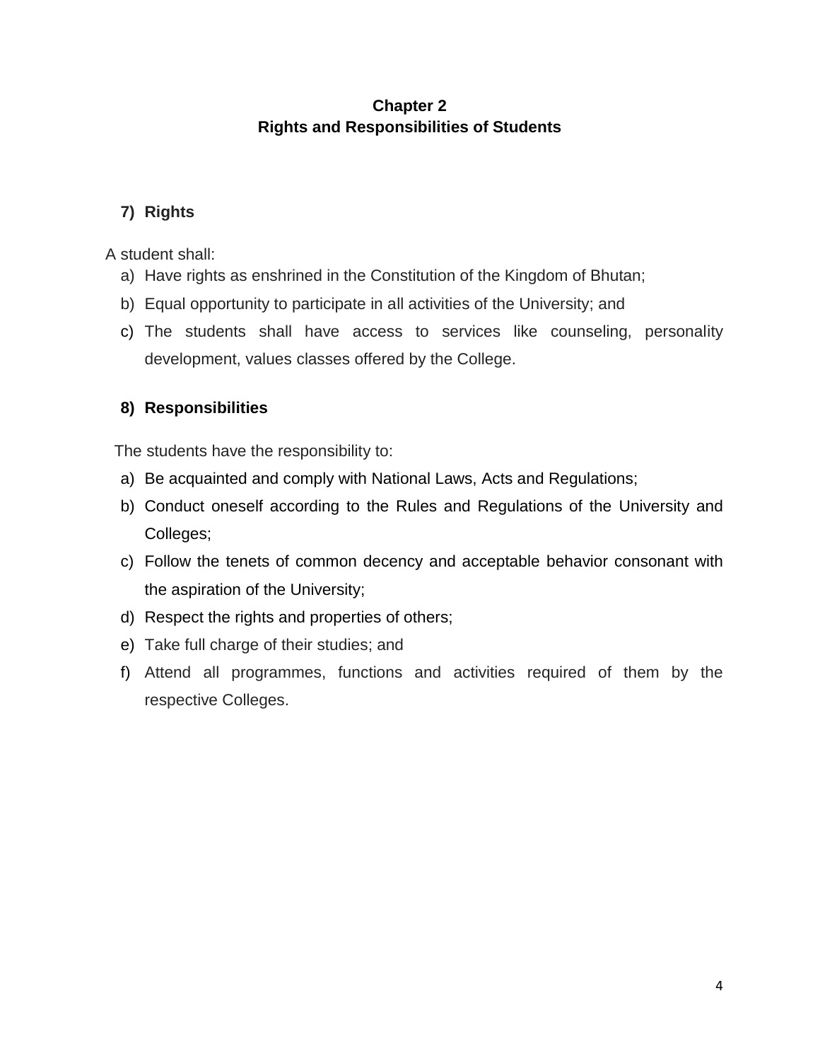## Chapter 2
## Rights and Responsibilities of Students

### 7) Rights

A student shall:

a) Have rights as enshrined in the Constitution of the Kingdom of Bhutan;

b) Equal opportunity to participate in all activities of the University; and

c) The students shall have access to services like counseling, personality development, values classes offered by the College.

### 8) Responsibilities

The students have the responsibility to:

a) Be acquainted and comply with National Laws, Acts and Regulations;

b) Conduct oneself according to the Rules and Regulations of the University and Colleges;

c) Follow the tenets of common decency and acceptable behavior consonant with the aspiration of the University;

d) Respect the rights and properties of others;

e) Take full charge of their studies; and

f) Attend all programmes, functions and activities required of them by the respective Colleges.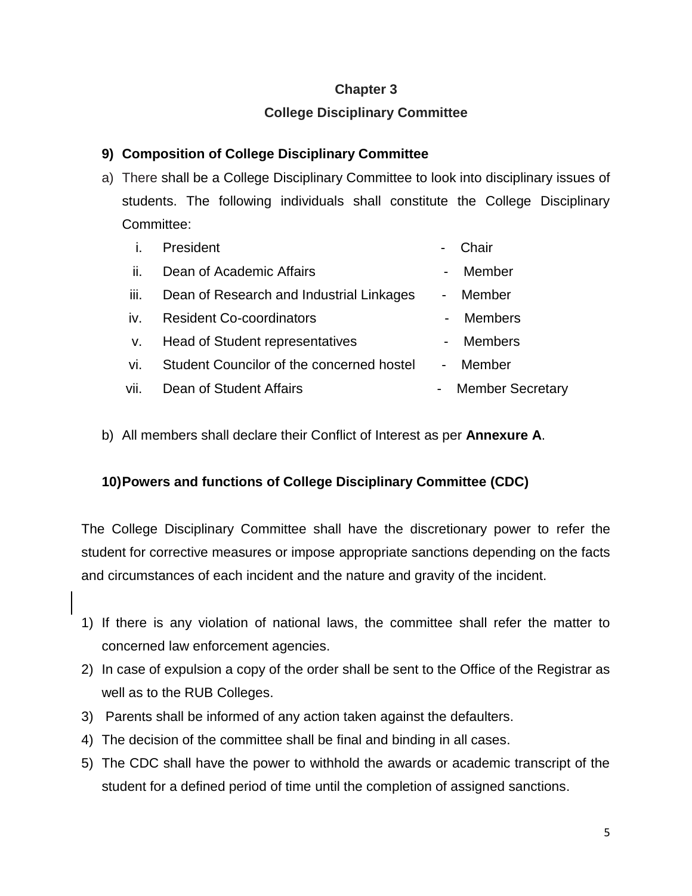## Chapter 3

## College Disciplinary Committee

### 9) Composition of College Disciplinary Committee

a) There shall be a College Disciplinary Committee to look into disciplinary issues of students. The following individuals shall constitute the College Disciplinary Committee:

| | | | |
|---|---|---|---|
| i. | President | - | Chair |
| ii. | Dean of Academic Affairs | - | Member |
| iii. | Dean of Research and Industrial Linkages | - | Member |
| iv. | Resident Co-coordinators | - | Members |
| v. | Head of Student representatives | - | Members |
| vi. | Student Councilor of the concerned hostel | - | Member |
| vii. | Dean of Student Affairs | - | Member Secretary |

b) All members shall declare their Conflict of Interest as per **Annexure A**.

### 10) Powers and functions of College Disciplinary Committee (CDC)

The College Disciplinary Committee shall have the discretionary power to refer the student for corrective measures or impose appropriate sanctions depending on the facts and circumstances of each incident and the nature and gravity of the incident.

1) If there is any violation of national laws, the committee shall refer the matter to concerned law enforcement agencies.
2) In case of expulsion a copy of the order shall be sent to the Office of the Registrar as well as to the RUB Colleges.
3) Parents shall be informed of any action taken against the defaulters.
4) The decision of the committee shall be final and binding in all cases.
5) The CDC shall have the power to withhold the awards or academic transcript of the student for a defined period of time until the completion of assigned sanctions.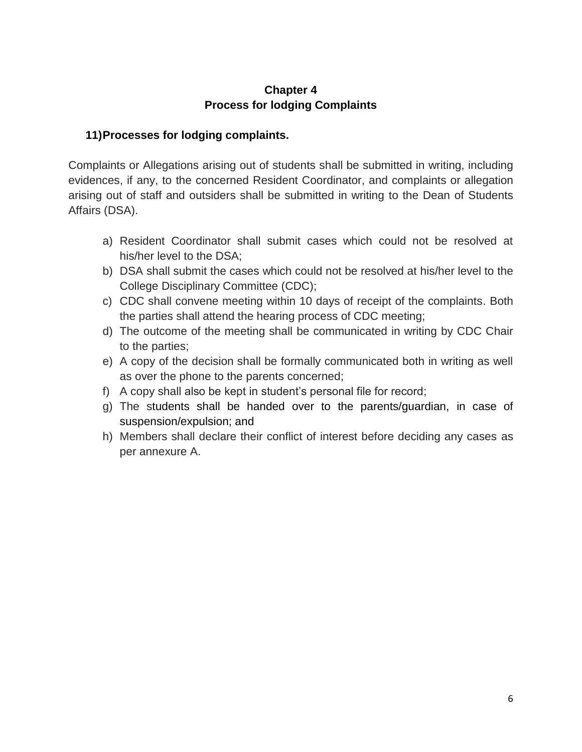# Chapter 4
# Process for lodging Complaints

## 11) Processes for lodging complaints.

Complaints or Allegations arising out of students shall be submitted in writing, including evidences, if any, to the concerned Resident Coordinator, and complaints or allegation arising out of staff and outsiders shall be submitted in writing to the Dean of Students Affairs (DSA).

a) Resident Coordinator shall submit cases which could not be resolved at his/her level to the DSA;
b) DSA shall submit the cases which could not be resolved at his/her level to the College Disciplinary Committee (CDC);
c) CDC shall convene meeting within 10 days of receipt of the complaints. Both the parties shall attend the hearing process of CDC meeting;
d) The outcome of the meeting shall be communicated in writing by CDC Chair to the parties;
e) A copy of the decision shall be formally communicated both in writing as well as over the phone to the parents concerned;
f) A copy shall also be kept in student's personal file for record;
g) The students shall be handed over to the parents/guardian, in case of suspension/expulsion; and
h) Members shall declare their conflict of interest before deciding any cases as per annexure A.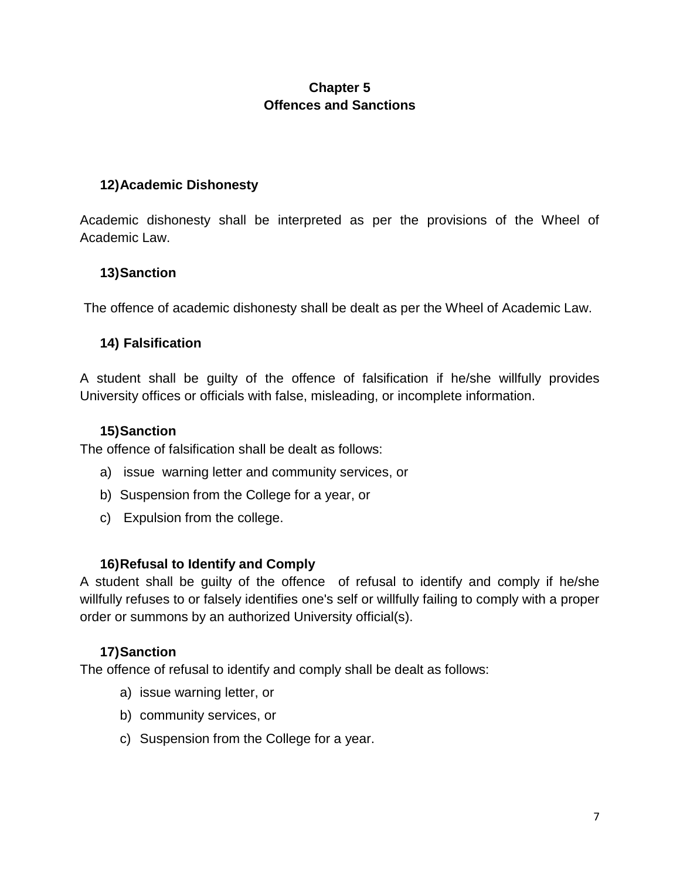# Chapter 5
# Offences and Sanctions

### 12) Academic Dishonesty

Academic dishonesty shall be interpreted as per the provisions of the Wheel of Academic Law.

### 13) Sanction

The offence of academic dishonesty shall be dealt as per the Wheel of Academic Law.

### 14) Falsification

A student shall be guilty of the offence of falsification if he/she willfully provides University offices or officials with false, misleading, or incomplete information.

### 15) Sanction

The offence of falsification shall be dealt as follows:

a) issue warning letter and community services, or
b) Suspension from the College for a year, or
c) Expulsion from the college.

### 16) Refusal to Identify and Comply

A student shall be guilty of the offence of refusal to identify and comply if he/she willfully refuses to or falsely identifies one's self or willfully failing to comply with a proper order or summons by an authorized University official(s).

### 17) Sanction

The offence of refusal to identify and comply shall be dealt as follows:

a) issue warning letter, or
b) community services, or
c) Suspension from the College for a year.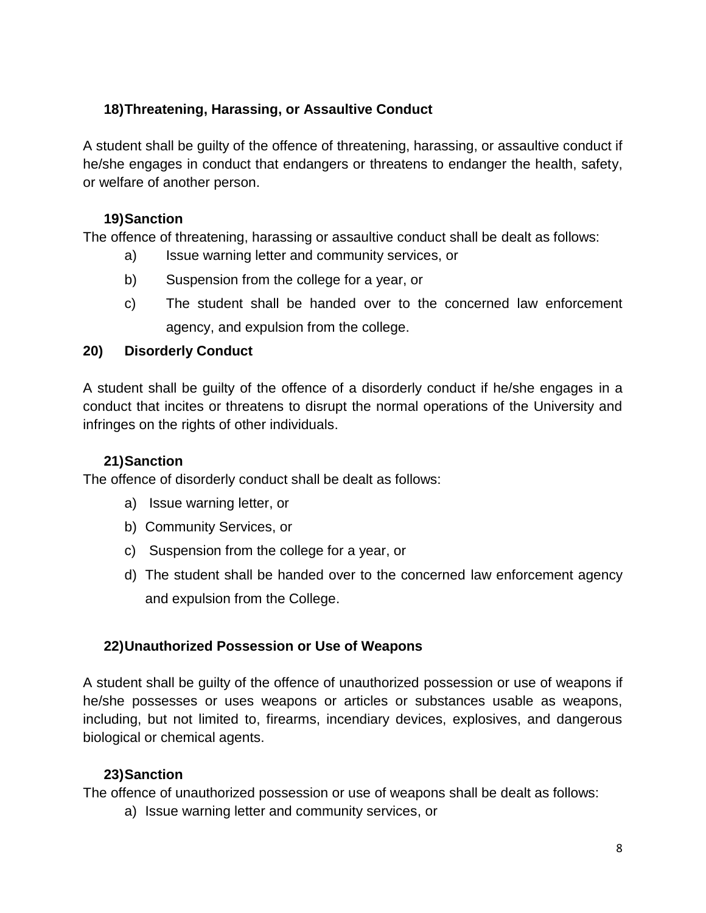**18) Threatening, Harassing, or Assaultive Conduct**

A student shall be guilty of the offence of threatening, harassing, or assaultive conduct if he/she engages in conduct that endangers or threatens to endanger the health, safety, or welfare of another person.

**19) Sanction**

The offence of threatening, harassing or assaultive conduct shall be dealt as follows:

a) Issue warning letter and community services, or

b) Suspension from the college for a year, or

c) The student shall be handed over to the concerned law enforcement agency, and expulsion from the college.

**20) Disorderly Conduct**

A student shall be guilty of the offence of a disorderly conduct if he/she engages in a conduct that incites or threatens to disrupt the normal operations of the University and infringes on the rights of other individuals.

**21) Sanction**

The offence of disorderly conduct shall be dealt as follows:

a) Issue warning letter, or

b) Community Services, or

c) Suspension from the college for a year, or

d) The student shall be handed over to the concerned law enforcement agency and expulsion from the College.

**22) Unauthorized Possession or Use of Weapons**

A student shall be guilty of the offence of unauthorized possession or use of weapons if he/she possesses or uses weapons or articles or substances usable as weapons, including, but not limited to, firearms, incendiary devices, explosives, and dangerous biological or chemical agents.

**23) Sanction**

The offence of unauthorized possession or use of weapons shall be dealt as follows:

a) Issue warning letter and community services, or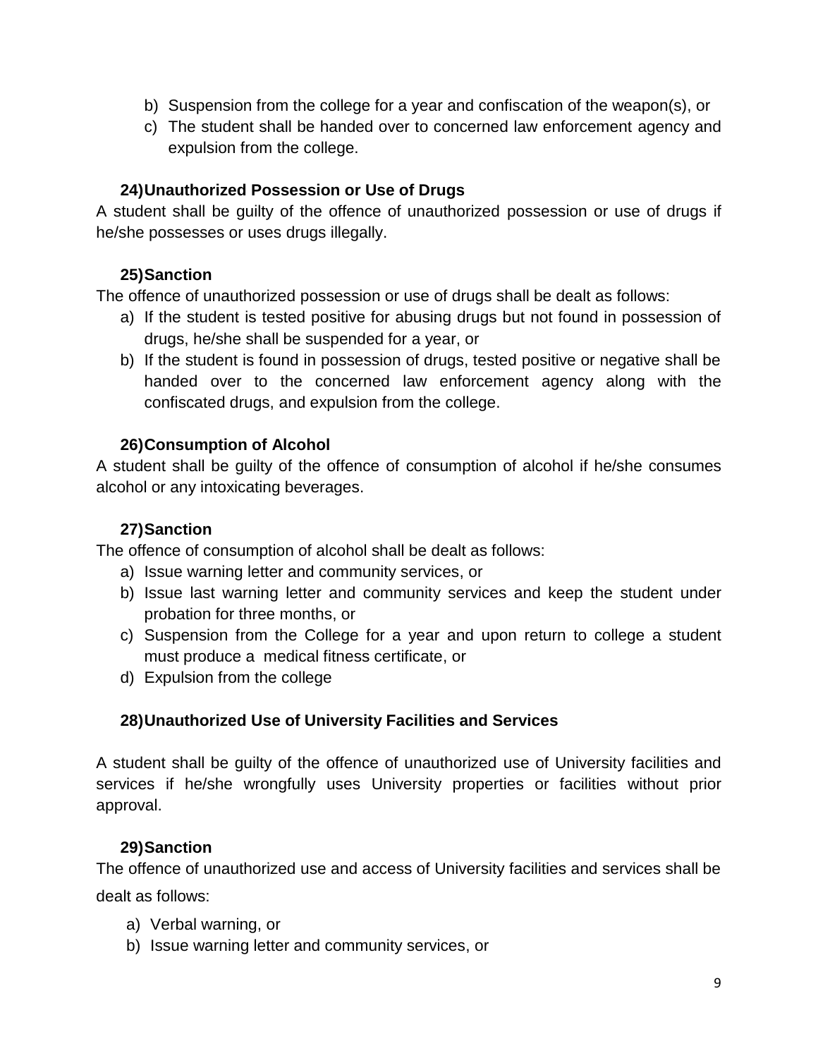b) Suspension from the college for a year and confiscation of the weapon(s), or
c) The student shall be handed over to concerned law enforcement agency and expulsion from the college.

**24) Unauthorized Possession or Use of Drugs**

A student shall be guilty of the offence of unauthorized possession or use of drugs if he/she possesses or uses drugs illegally.

**25) Sanction**

The offence of unauthorized possession or use of drugs shall be dealt as follows:

a) If the student is tested positive for abusing drugs but not found in possession of drugs, he/she shall be suspended for a year, or
b) If the student is found in possession of drugs, tested positive or negative shall be handed over to the concerned law enforcement agency along with the confiscated drugs, and expulsion from the college.

**26) Consumption of Alcohol**

A student shall be guilty of the offence of consumption of alcohol if he/she consumes alcohol or any intoxicating beverages.

**27) Sanction**

The offence of consumption of alcohol shall be dealt as follows:

a) Issue warning letter and community services, or
b) Issue last warning letter and community services and keep the student under probation for three months, or
c) Suspension from the College for a year and upon return to college a student must produce a medical fitness certificate, or
d) Expulsion from the college

**28) Unauthorized Use of University Facilities and Services**

A student shall be guilty of the offence of unauthorized use of University facilities and services if he/she wrongfully uses University properties or facilities without prior approval.

**29) Sanction**

The offence of unauthorized use and access of University facilities and services shall be dealt as follows:

a) Verbal warning, or
b) Issue warning letter and community services, or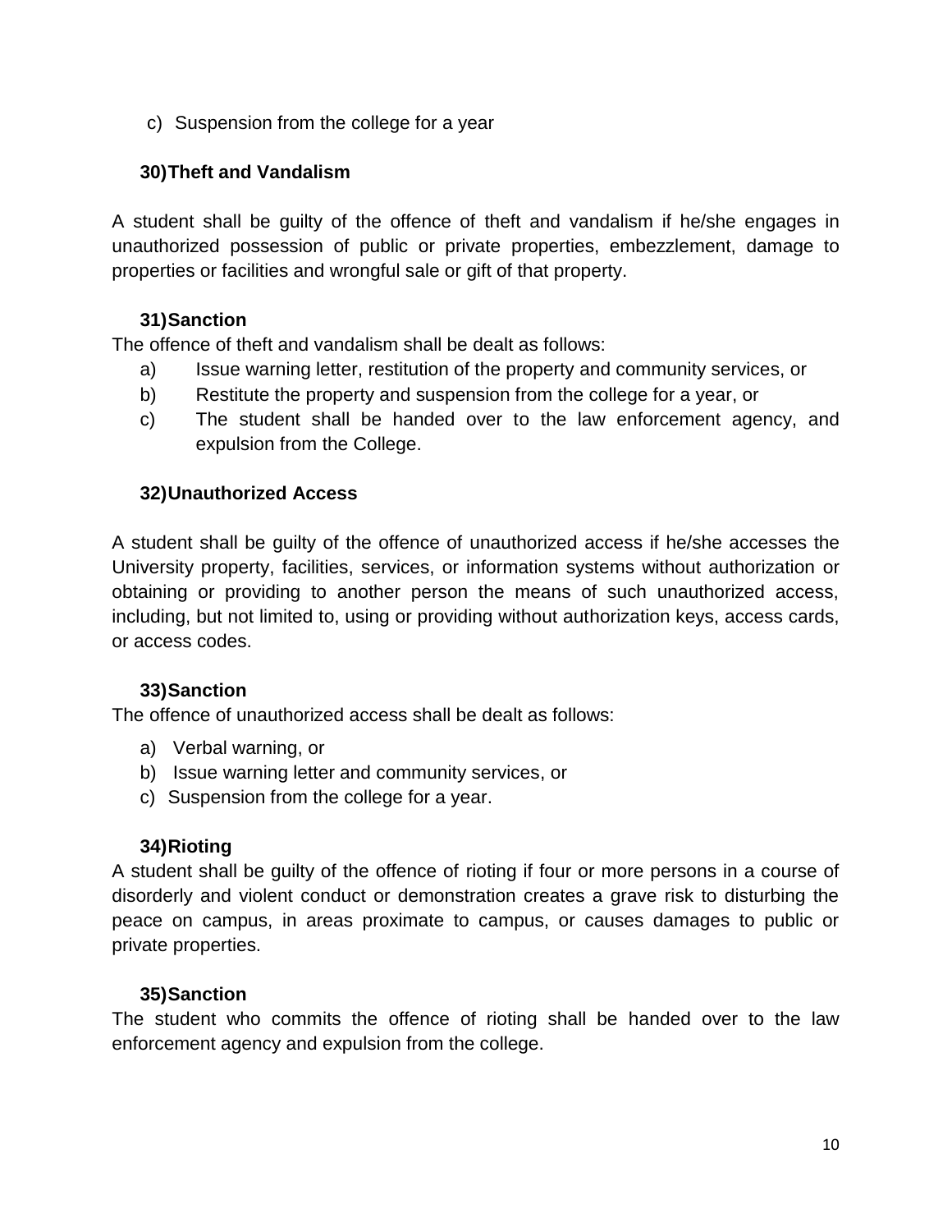c) Suspension from the college for a year

### 30) Theft and Vandalism

A student shall be guilty of the offence of theft and vandalism if he/she engages in unauthorized possession of public or private properties, embezzlement, damage to properties or facilities and wrongful sale or gift of that property.

### 31) Sanction

The offence of theft and vandalism shall be dealt as follows:

a) Issue warning letter, restitution of the property and community services, or
b) Restitute the property and suspension from the college for a year, or
c) The student shall be handed over to the law enforcement agency, and expulsion from the College.

### 32) Unauthorized Access

A student shall be guilty of the offence of unauthorized access if he/she accesses the University property, facilities, services, or information systems without authorization or obtaining or providing to another person the means of such unauthorized access, including, but not limited to, using or providing without authorization keys, access cards, or access codes.

### 33) Sanction

The offence of unauthorized access shall be dealt as follows:

a) Verbal warning, or
b) Issue warning letter and community services, or
c) Suspension from the college for a year.

### 34) Rioting

A student shall be guilty of the offence of rioting if four or more persons in a course of disorderly and violent conduct or demonstration creates a grave risk to disturbing the peace on campus, in areas proximate to campus, or causes damages to public or private properties.

### 35) Sanction

The student who commits the offence of rioting shall be handed over to the law enforcement agency and expulsion from the college.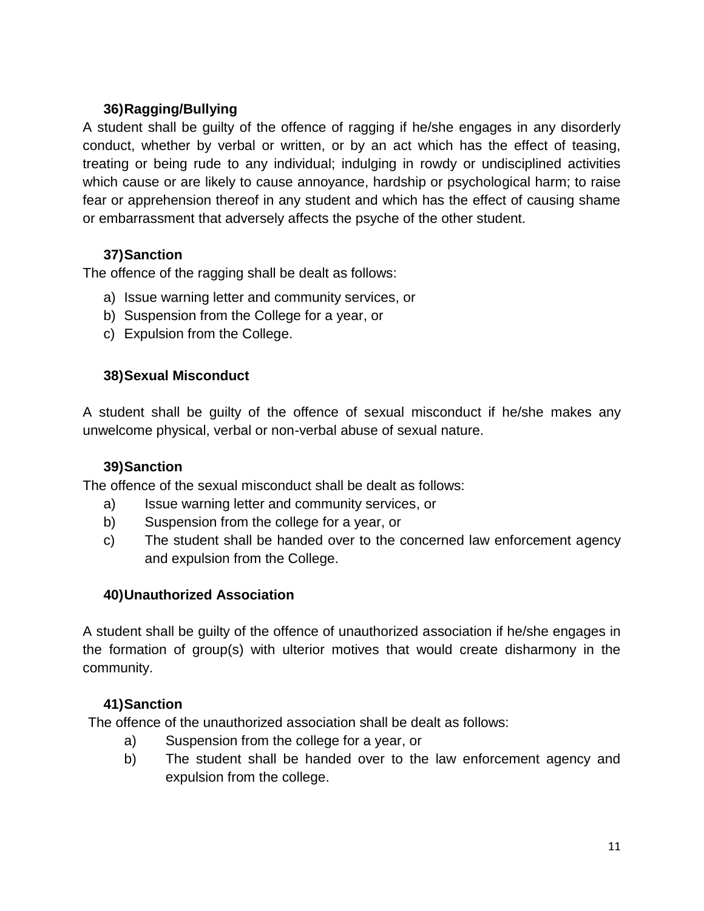### 36) Ragging/Bullying

A student shall be guilty of the offence of ragging if he/she engages in any disorderly conduct, whether by verbal or written, or by an act which has the effect of teasing, treating or being rude to any individual; indulging in rowdy or undisciplined activities which cause or are likely to cause annoyance, hardship or psychological harm; to raise fear or apprehension thereof in any student and which has the effect of causing shame or embarrassment that adversely affects the psyche of the other student.

### 37) Sanction

The offence of the ragging shall be dealt as follows:

a) Issue warning letter and community services, or
b) Suspension from the College for a year, or
c) Expulsion from the College.

### 38) Sexual Misconduct

A student shall be guilty of the offence of sexual misconduct if he/she makes any unwelcome physical, verbal or non-verbal abuse of sexual nature.

### 39) Sanction

The offence of the sexual misconduct shall be dealt as follows:

a) Issue warning letter and community services, or
b) Suspension from the college for a year, or
c) The student shall be handed over to the concerned law enforcement agency and expulsion from the College.

### 40) Unauthorized Association

A student shall be guilty of the offence of unauthorized association if he/she engages in the formation of group(s) with ulterior motives that would create disharmony in the community.

### 41) Sanction

The offence of the unauthorized association shall be dealt as follows:

a) Suspension from the college for a year, or
b) The student shall be handed over to the law enforcement agency and expulsion from the college.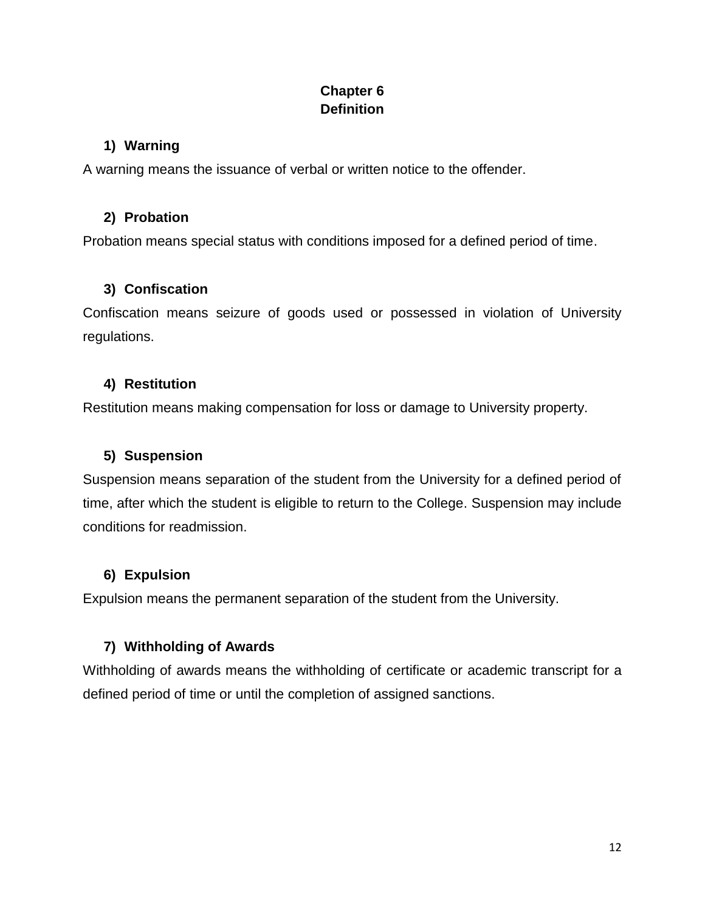# Chapter 6
# Definition

### 1) Warning

A warning means the issuance of verbal or written notice to the offender.

### 2) Probation

Probation means special status with conditions imposed for a defined period of time.

### 3) Confiscation

Confiscation means seizure of goods used or possessed in violation of University regulations.

### 4) Restitution

Restitution means making compensation for loss or damage to University property.

### 5) Suspension

Suspension means separation of the student from the University for a defined period of time, after which the student is eligible to return to the College. Suspension may include conditions for readmission.

### 6) Expulsion

Expulsion means the permanent separation of the student from the University.

### 7) Withholding of Awards

Withholding of awards means the withholding of certificate or academic transcript for a defined period of time or until the completion of assigned sanctions.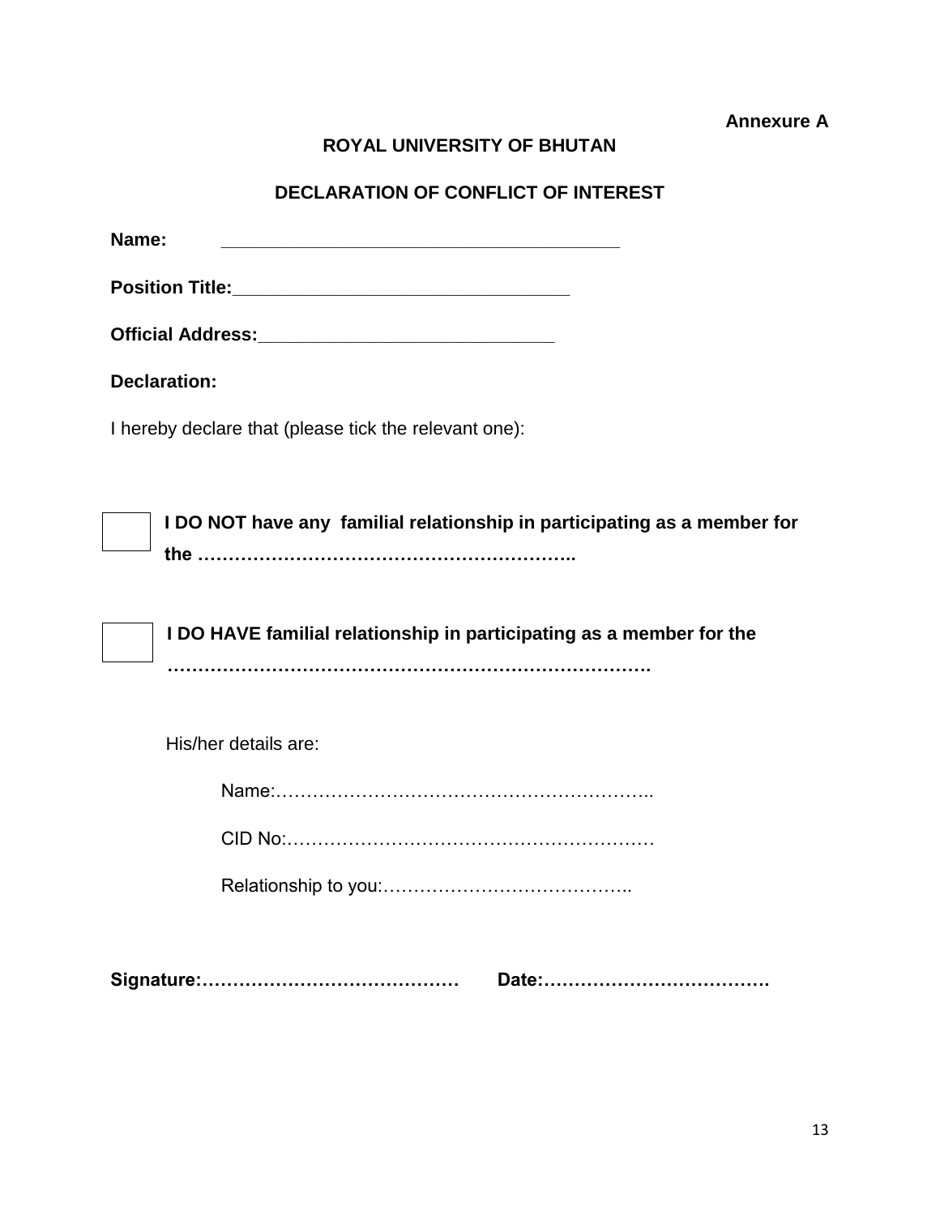**Annexure A**

# ROYAL UNIVERSITY OF BHUTAN

## DECLARATION OF CONFLICT OF INTEREST

**Name:** _______________________________________

**Position Title:**_________________________________

**Official Address:**_____________________________

**Declaration:**

I hereby declare that (please tick the relevant one):

☐ **I DO NOT have any familial relationship in participating as a member for the ……………………………………………………..**

☐ **I DO HAVE familial relationship in participating as a member for the ……………………………………………………………………**

His/her details are:

Name:……………………………………………………..

CID No:……………………………………………………

Relationship to you:…………………………………..

**Signature:……………………………………   Date:……………………………….**